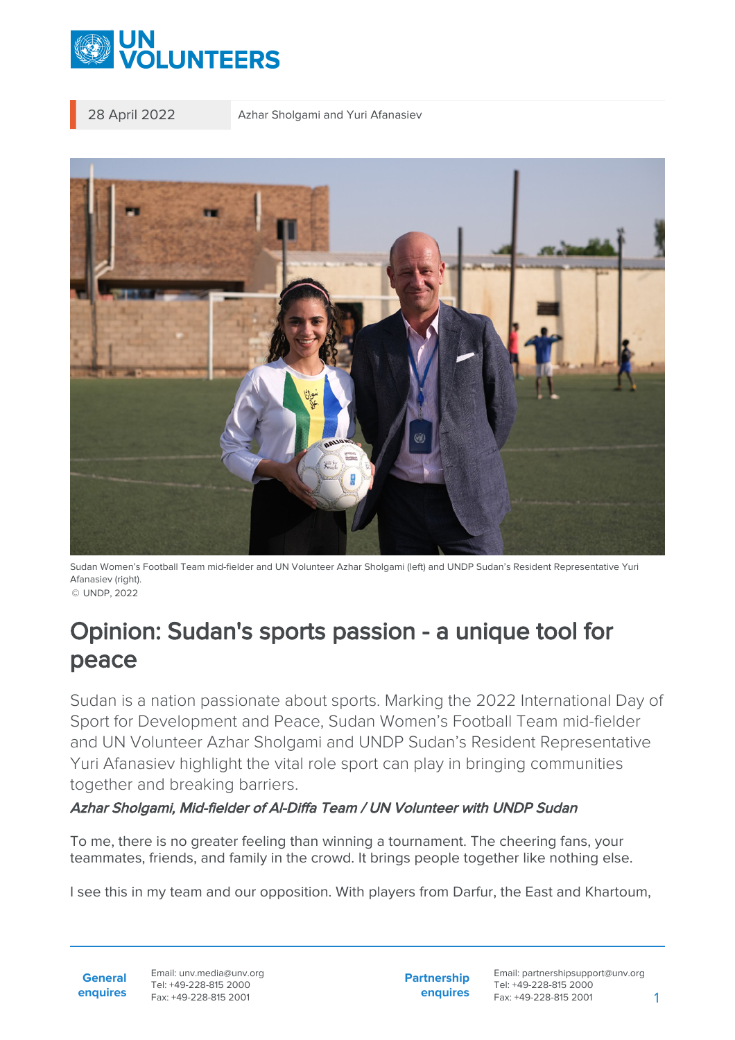28 April 2022 Azhar Sholgami and Yuri Afanasiev

Sudan Women's Football Team mid-fielder and UN Volunteer Azhar Sholgami (left) and UNDP Sudan's Resident Representative Yuri Afanasiev (right).
© UNDP, 2022

# Opinion: Sudan's sports passion - a unique tool for peace

Sudan is a nation passionate about sports. Marking the 2022 International Day of Sport for Development and Peace, Sudan Women's Football Team mid-fielder and UN Volunteer Azhar Sholgami and UNDP Sudan's Resident Representative Yuri Afanasiev highlight the vital role sport can play in bringing communities together and breaking barriers.

***Azhar Sholgami, Mid-fielder of Al-Diffa Team / UN Volunteer with UNDP Sudan***

To me, there is no greater feeling than winning a tournament. The cheering fans, your teammates, friends, and family in the crowd. It brings people together like nothing else.

I see this in my team and our opposition. With players from Darfur, the East and Khartoum,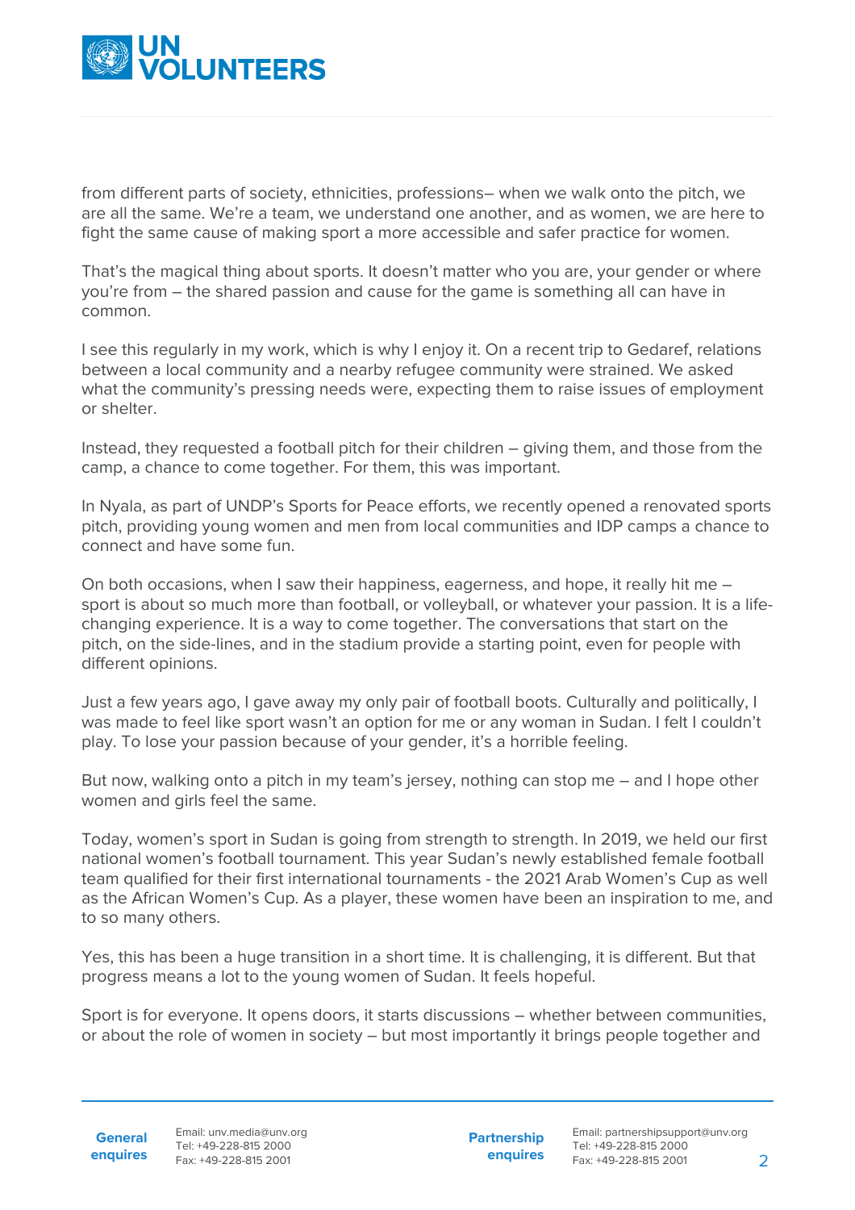from different parts of society, ethnicities, professions– when we walk onto the pitch, we are all the same. We're a team, we understand one another, and as women, we are here to fight the same cause of making sport a more accessible and safer practice for women.

That's the magical thing about sports. It doesn't matter who you are, your gender or where you're from – the shared passion and cause for the game is something all can have in common.

I see this regularly in my work, which is why I enjoy it. On a recent trip to Gedaref, relations between a local community and a nearby refugee community were strained. We asked what the community's pressing needs were, expecting them to raise issues of employment or shelter.

Instead, they requested a football pitch for their children – giving them, and those from the camp, a chance to come together. For them, this was important.

In Nyala, as part of UNDP's Sports for Peace efforts, we recently opened a renovated sports pitch, providing young women and men from local communities and IDP camps a chance to connect and have some fun.

On both occasions, when I saw their happiness, eagerness, and hope, it really hit me – sport is about so much more than football, or volleyball, or whatever your passion. It is a life-changing experience. It is a way to come together. The conversations that start on the pitch, on the side-lines, and in the stadium provide a starting point, even for people with different opinions.

Just a few years ago, I gave away my only pair of football boots. Culturally and politically, I was made to feel like sport wasn't an option for me or any woman in Sudan. I felt I couldn't play. To lose your passion because of your gender, it's a horrible feeling.

But now, walking onto a pitch in my team's jersey, nothing can stop me – and I hope other women and girls feel the same.

Today, women's sport in Sudan is going from strength to strength. In 2019, we held our first national women's football tournament. This year Sudan's newly established female football team qualified for their first international tournaments - the 2021 Arab Women's Cup as well as the African Women's Cup. As a player, these women have been an inspiration to me, and to so many others.

Yes, this has been a huge transition in a short time. It is challenging, it is different. But that progress means a lot to the young women of Sudan. It feels hopeful.

Sport is for everyone. It opens doors, it starts discussions – whether between communities, or about the role of women in society – but most importantly it brings people together and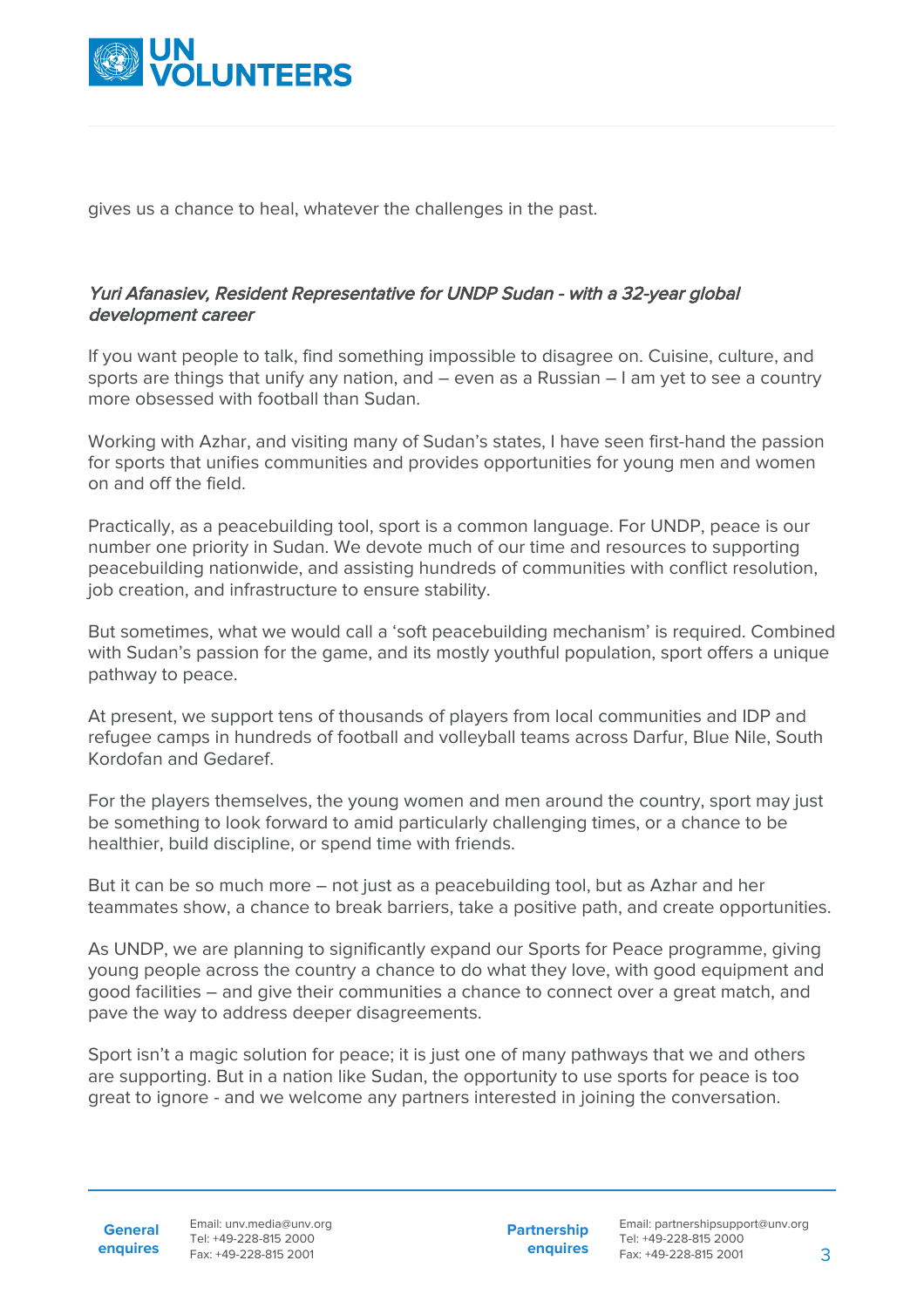gives us a chance to heal, whatever the challenges in the past.

*Yuri Afanasiev, Resident Representative for UNDP Sudan - with a 32-year global development career*

If you want people to talk, find something impossible to disagree on. Cuisine, culture, and sports are things that unify any nation, and – even as a Russian – I am yet to see a country more obsessed with football than Sudan.

Working with Azhar, and visiting many of Sudan's states, I have seen first-hand the passion for sports that unifies communities and provides opportunities for young men and women on and off the field.

Practically, as a peacebuilding tool, sport is a common language. For UNDP, peace is our number one priority in Sudan. We devote much of our time and resources to supporting peacebuilding nationwide, and assisting hundreds of communities with conflict resolution, job creation, and infrastructure to ensure stability.

But sometimes, what we would call a 'soft peacebuilding mechanism' is required. Combined with Sudan's passion for the game, and its mostly youthful population, sport offers a unique pathway to peace.

At present, we support tens of thousands of players from local communities and IDP and refugee camps in hundreds of football and volleyball teams across Darfur, Blue Nile, South Kordofan and Gedaref.

For the players themselves, the young women and men around the country, sport may just be something to look forward to amid particularly challenging times, or a chance to be healthier, build discipline, or spend time with friends.

But it can be so much more – not just as a peacebuilding tool, but as Azhar and her teammates show, a chance to break barriers, take a positive path, and create opportunities.

As UNDP, we are planning to significantly expand our Sports for Peace programme, giving young people across the country a chance to do what they love, with good equipment and good facilities – and give their communities a chance to connect over a great match, and pave the way to address deeper disagreements.

Sport isn't a magic solution for peace; it is just one of many pathways that we and others are supporting. But in a nation like Sudan, the opportunity to use sports for peace is too great to ignore - and we welcome any partners interested in joining the conversation.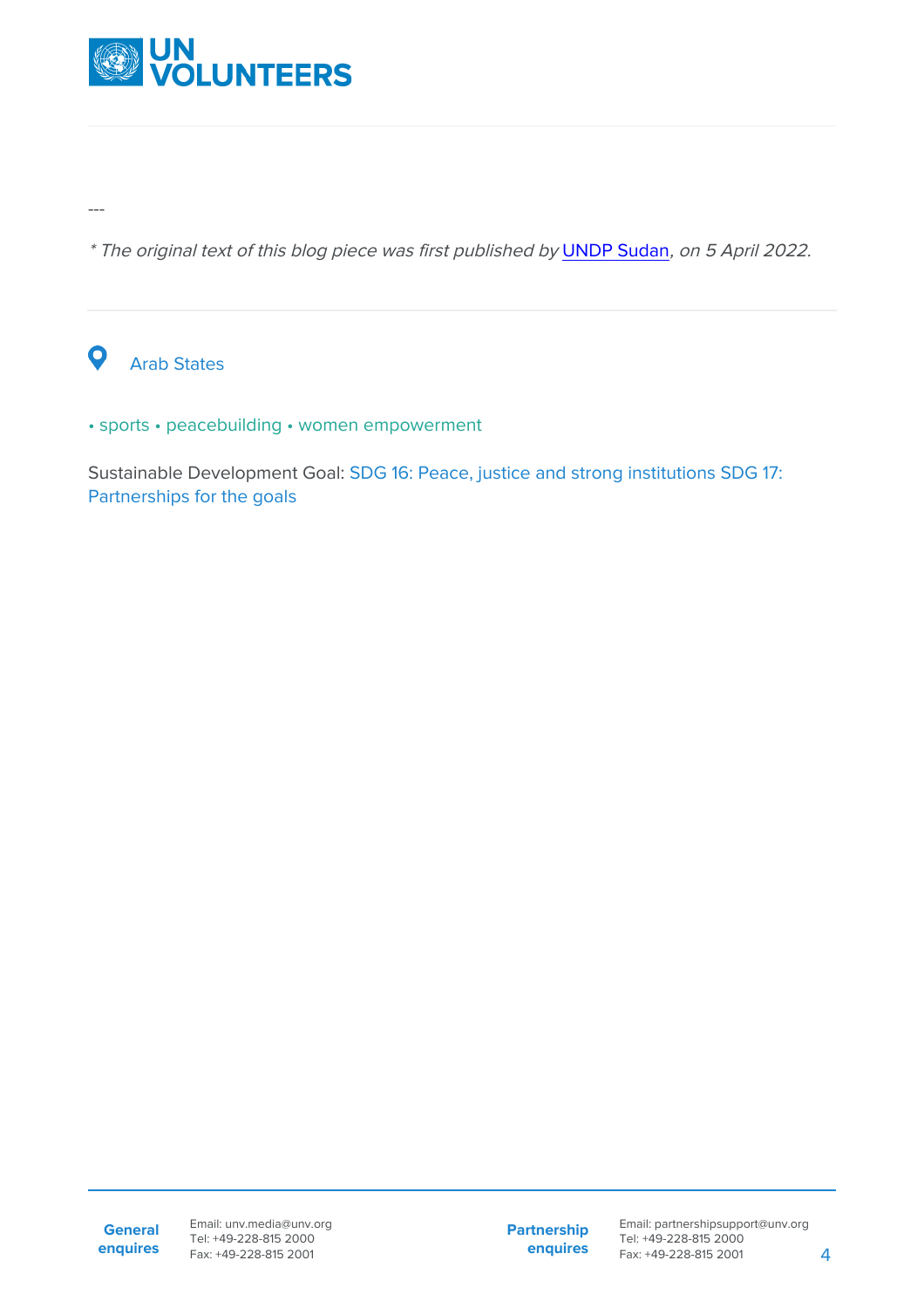---

*\* The original text of this blog piece was first published by [UNDP Sudan](), on 5 April 2022.*

---

Arab States

• sports • peacebuilding • women empowerment

Sustainable Development Goal: SDG 16: Peace, justice and strong institutions SDG 17: Partnerships for the goals

**General enquires**

Email: unv.media@unv.org
Tel: +49-228-815 2000
Fax: +49-228-815 2001

**Partnership enquires**

Email: partnershipsupport@unv.org
Tel: +49-228-815 2000
Fax: +49-228-815 2001